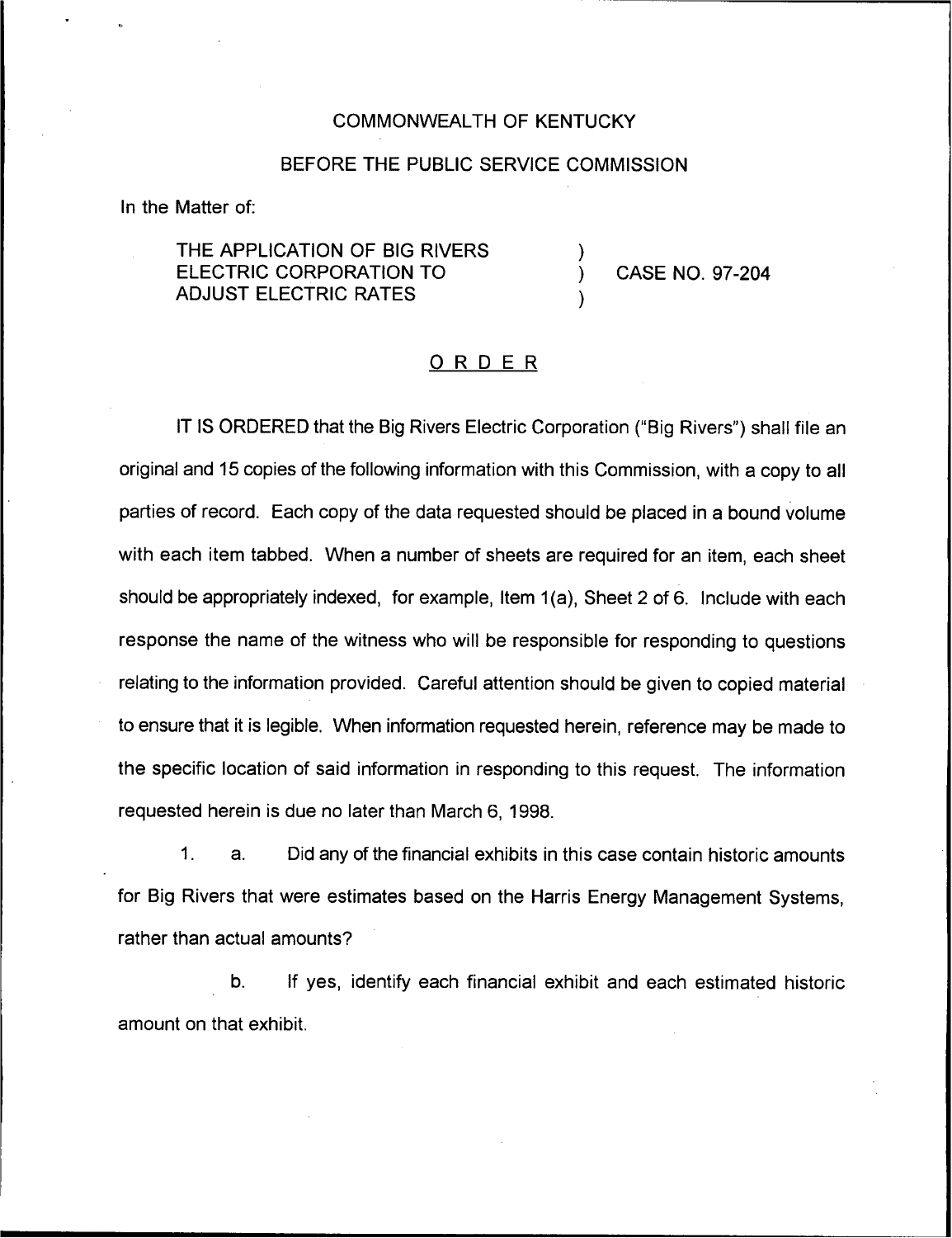COMMONWEALTH OF KENTUCKY

BEFORE THE PUBLIC SERVICE COMMISSION

In the Matter of:

| | | |
|---|---|---|
| THE APPLICATION OF BIG RIVERS ELECTRIC CORPORATION TO ADJUST ELECTRIC RATES | ) ) ) | CASE NO. 97-204 |

## ORDER

IT IS ORDERED that the Big Rivers Electric Corporation ("Big Rivers") shall file an original and 15 copies of the following information with this Commission, with a copy to all parties of record. Each copy of the data requested should be placed in a bound volume with each item tabbed. When a number of sheets are required for an item, each sheet should be appropriately indexed, for example, Item 1(a), Sheet 2 of 6. Include with each response the name of the witness who will be responsible for responding to questions relating to the information provided. Careful attention should be given to copied material to ensure that it is legible. When information requested herein, reference may be made to the specific location of said information in responding to this request. The information requested herein is due no later than March 6, 1998.

1. a. Did any of the financial exhibits in this case contain historic amounts for Big Rivers that were estimates based on the Harris Energy Management Systems, rather than actual amounts?

   b. If yes, identify each financial exhibit and each estimated historic amount on that exhibit.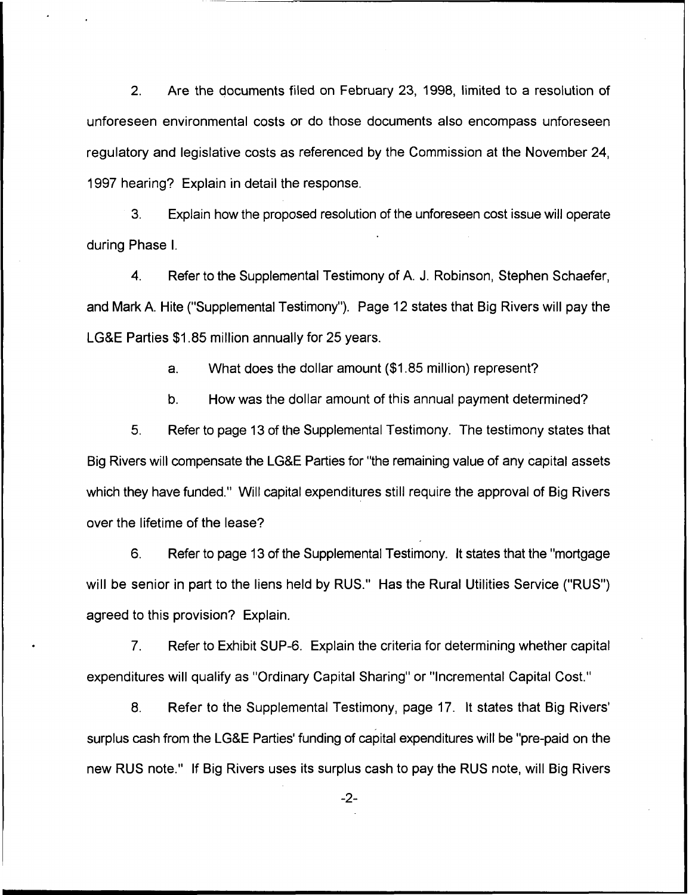2. Are the documents filed on February 23, 1998, limited to a resolution of unforeseen environmental costs or do those documents also encompass unforeseen regulatory and legislative costs as referenced by the Commission at the November 24, 1997 hearing? Explain in detail the response.

3. Explain how the proposed resolution of the unforeseen cost issue will operate during Phase I.

4. Refer to the Supplemental Testimony of A. J. Robinson, Stephen Schaefer, and Mark A. Hite ("Supplemental Testimony"). Page 12 states that Big Rivers will pay the LG&E Parties $1.85 million annually for 25 years.

   a. What does the dollar amount ($1.85 million) represent?

   b. How was the dollar amount of this annual payment determined?

5. Refer to page 13 of the Supplemental Testimony. The testimony states that Big Rivers will compensate the LG&E Parties for "the remaining value of any capital assets which they have funded." Will capital expenditures still require the approval of Big Rivers over the lifetime of the lease?

6. Refer to page 13 of the Supplemental Testimony. It states that the "mortgage will be senior in part to the liens held by RUS." Has the Rural Utilities Service ("RUS") agreed to this provision? Explain.

7. Refer to Exhibit SUP-6. Explain the criteria for determining whether capital expenditures will qualify as "Ordinary Capital Sharing" or "Incremental Capital Cost."

8. Refer to the Supplemental Testimony, page 17. It states that Big Rivers' surplus cash from the LG&E Parties' funding of capital expenditures will be "pre-paid on the new RUS note." If Big Rivers uses its surplus cash to pay the RUS note, will Big Rivers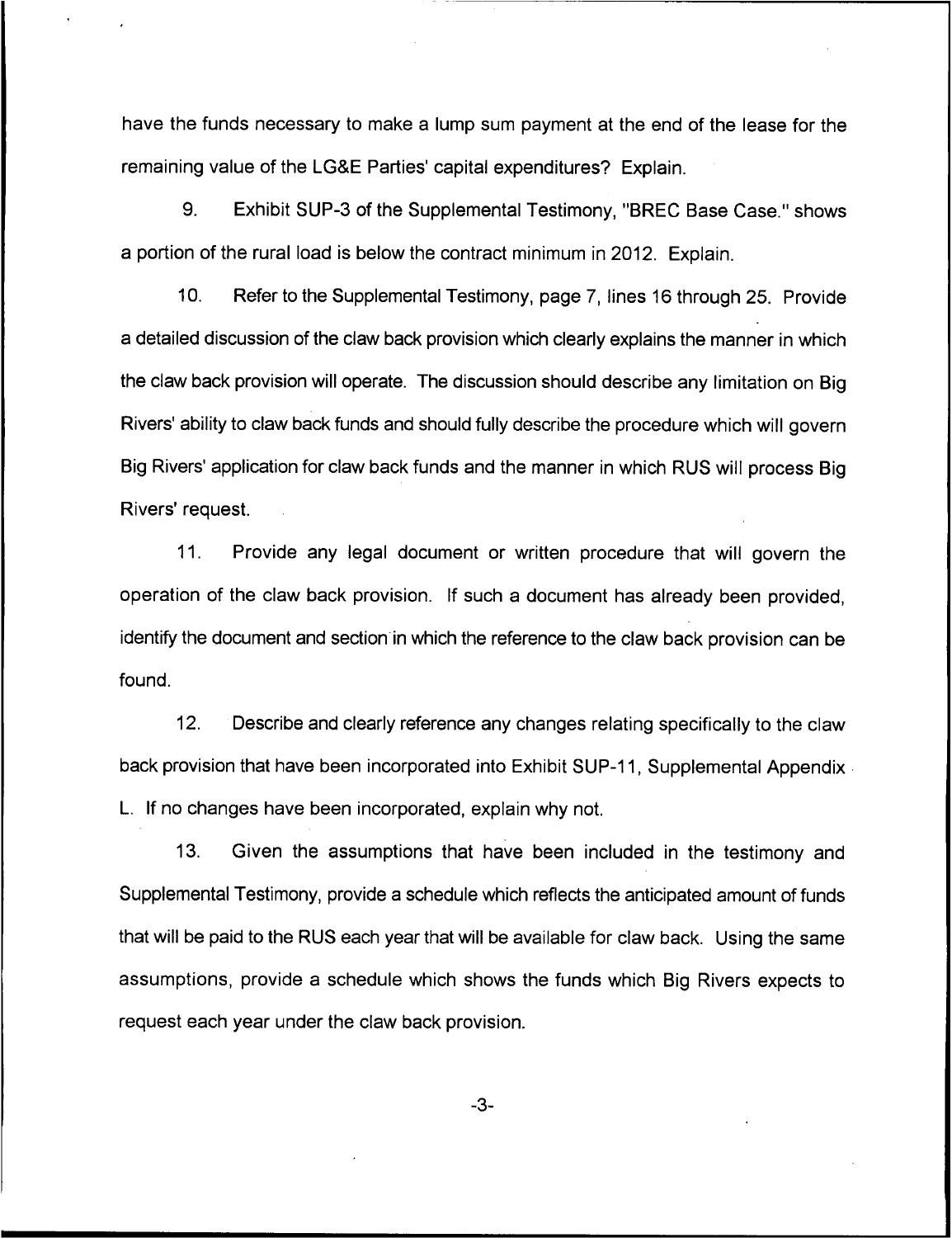have the funds necessary to make a lump sum payment at the end of the lease for the remaining value of the LG&E Parties' capital expenditures? Explain.

9. Exhibit SUP-3 of the Supplemental Testimony, "BREC Base Case," shows a portion of the rural load is below the contract minimum in 2012. Explain.

10. Refer to the Supplemental Testimony, page 7, lines 16 through 25. Provide a detailed discussion of the claw back provision which clearly explains the manner in which the claw back provision will operate. The discussion should describe any limitation on Big Rivers' ability to claw back funds and should fully describe the procedure which will govern Big Rivers' application for claw back funds and the manner in which RUS will process Big Rivers' request.

11. Provide any legal document or written procedure that will govern the operation of the claw back provision. If such a document has already been provided, identify the document and section in which the reference to the claw back provision can be found.

12. Describe and clearly reference any changes relating specifically to the claw back provision that have been incorporated into Exhibit SUP-11, Supplemental Appendix L. If no changes have been incorporated, explain why not.

13. Given the assumptions that have been included in the testimony and Supplemental Testimony, provide a schedule which reflects the anticipated amount of funds that will be paid to the RUS each year that will be available for claw back. Using the same assumptions, provide a schedule which shows the funds which Big Rivers expects to request each year under the claw back provision.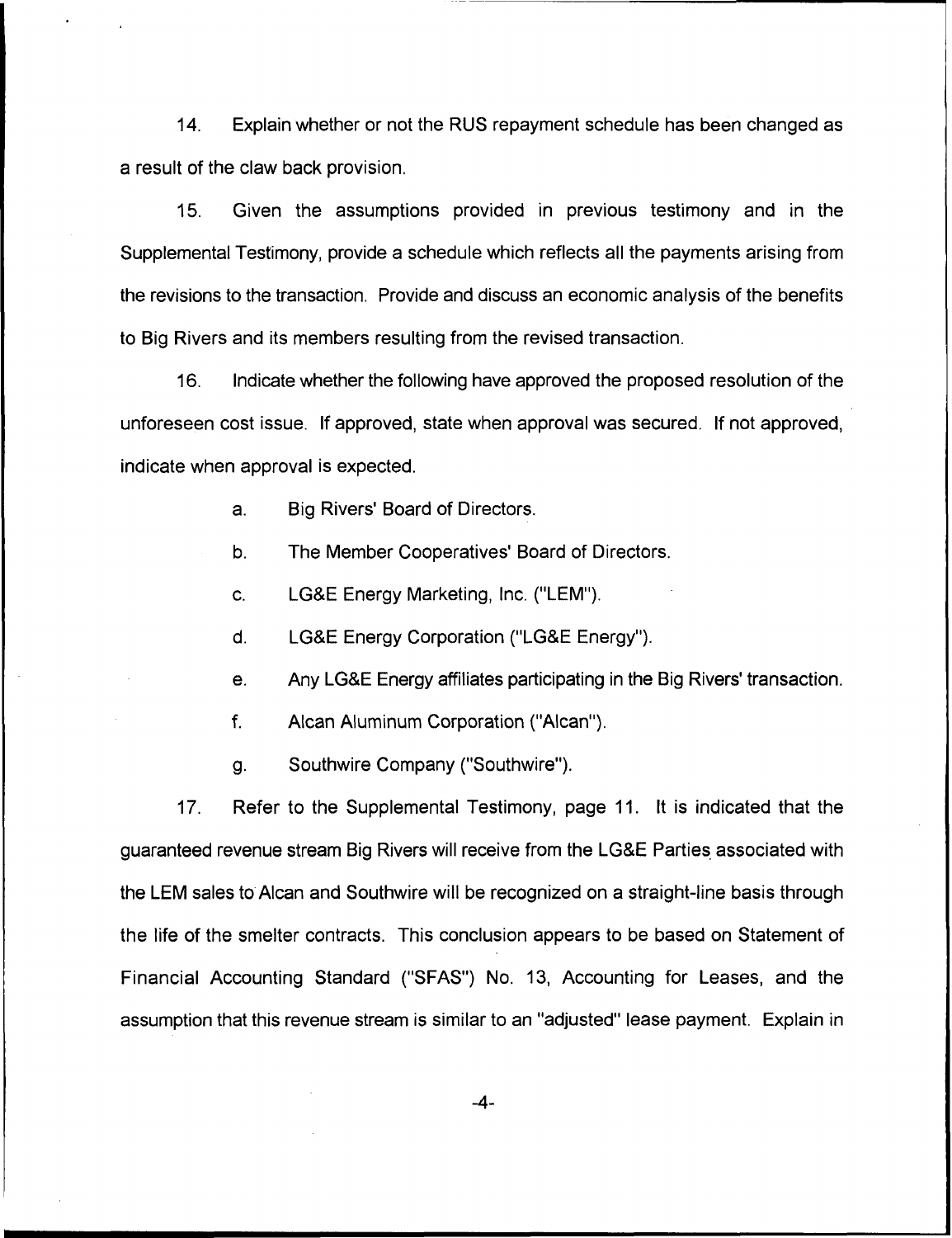14. Explain whether or not the RUS repayment schedule has been changed as a result of the claw back provision.

15. Given the assumptions provided in previous testimony and in the Supplemental Testimony, provide a schedule which reflects all the payments arising from the revisions to the transaction. Provide and discuss an economic analysis of the benefits to Big Rivers and its members resulting from the revised transaction.

16. Indicate whether the following have approved the proposed resolution of the unforeseen cost issue. If approved, state when approval was secured. If not approved, indicate when approval is expected.

   a. Big Rivers' Board of Directors.

   b. The Member Cooperatives' Board of Directors.

   c. LG&E Energy Marketing, Inc. ("LEM").

   d. LG&E Energy Corporation ("LG&E Energy").

   e. Any LG&E Energy affiliates participating in the Big Rivers' transaction.

   f. Alcan Aluminum Corporation ("Alcan").

   g. Southwire Company ("Southwire").

17. Refer to the Supplemental Testimony, page 11. It is indicated that the guaranteed revenue stream Big Rivers will receive from the LG&E Parties associated with the LEM sales to Alcan and Southwire will be recognized on a straight-line basis through the life of the smelter contracts. This conclusion appears to be based on Statement of Financial Accounting Standard ("SFAS") No. 13, Accounting for Leases, and the assumption that this revenue stream is similar to an "adjusted" lease payment. Explain in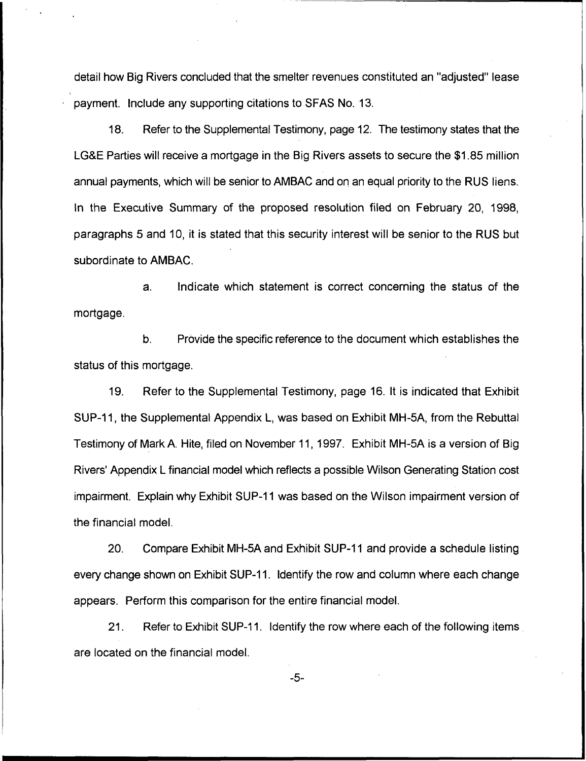detail how Big Rivers concluded that the smelter revenues constituted an "adjusted" lease payment. Include any supporting citations to SFAS No. 13.

18. Refer to the Supplemental Testimony, page 12. The testimony states that the LG&E Parties will receive a mortgage in the Big Rivers assets to secure the $1.85 million annual payments, which will be senior to AMBAC and on an equal priority to the RUS liens. In the Executive Summary of the proposed resolution filed on February 20, 1998, paragraphs 5 and 10, it is stated that this security interest will be senior to the RUS but subordinate to AMBAC.

a. Indicate which statement is correct concerning the status of the mortgage.

b. Provide the specific reference to the document which establishes the status of this mortgage.

19. Refer to the Supplemental Testimony, page 16. It is indicated that Exhibit SUP-11, the Supplemental Appendix L, was based on Exhibit MH-5A, from the Rebuttal Testimony of Mark A. Hite, filed on November 11, 1997. Exhibit MH-5A is a version of Big Rivers' Appendix L financial model which reflects a possible Wilson Generating Station cost impairment. Explain why Exhibit SUP-11 was based on the Wilson impairment version of the financial model.

20. Compare Exhibit MH-5A and Exhibit SUP-11 and provide a schedule listing every change shown on Exhibit SUP-11. Identify the row and column where each change appears. Perform this comparison for the entire financial model.

21. Refer to Exhibit SUP-11. Identify the row where each of the following items are located on the financial model.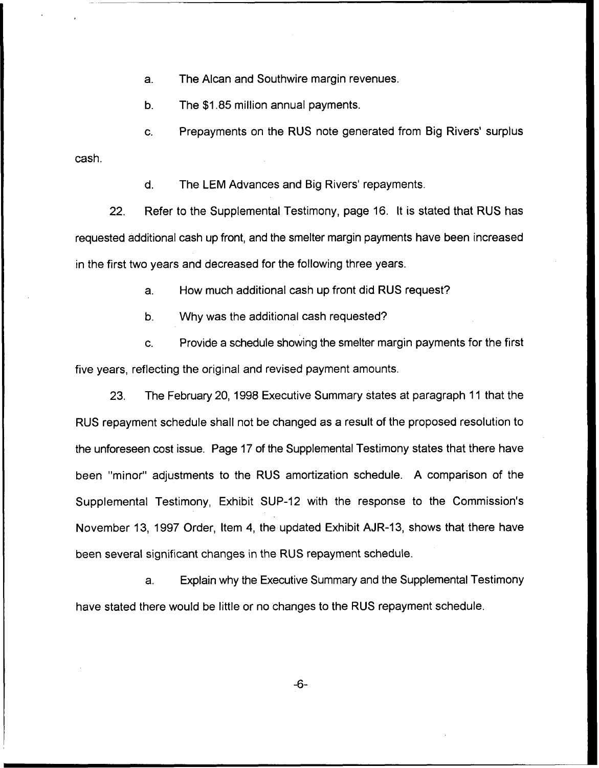a. The Alcan and Southwire margin revenues.

b. The $1.85 million annual payments.

c. Prepayments on the RUS note generated from Big Rivers' surplus cash.

d. The LEM Advances and Big Rivers' repayments.

22. Refer to the Supplemental Testimony, page 16. It is stated that RUS has requested additional cash up front, and the smelter margin payments have been increased in the first two years and decreased for the following three years.

a. How much additional cash up front did RUS request?

b. Why was the additional cash requested?

c. Provide a schedule showing the smelter margin payments for the first five years, reflecting the original and revised payment amounts.

23. The February 20, 1998 Executive Summary states at paragraph 11 that the RUS repayment schedule shall not be changed as a result of the proposed resolution to the unforeseen cost issue. Page 17 of the Supplemental Testimony states that there have been "minor" adjustments to the RUS amortization schedule. A comparison of the Supplemental Testimony, Exhibit SUP-12 with the response to the Commission's November 13, 1997 Order, Item 4, the updated Exhibit AJR-13, shows that there have been several significant changes in the RUS repayment schedule.

a. Explain why the Executive Summary and the Supplemental Testimony have stated there would be little or no changes to the RUS repayment schedule.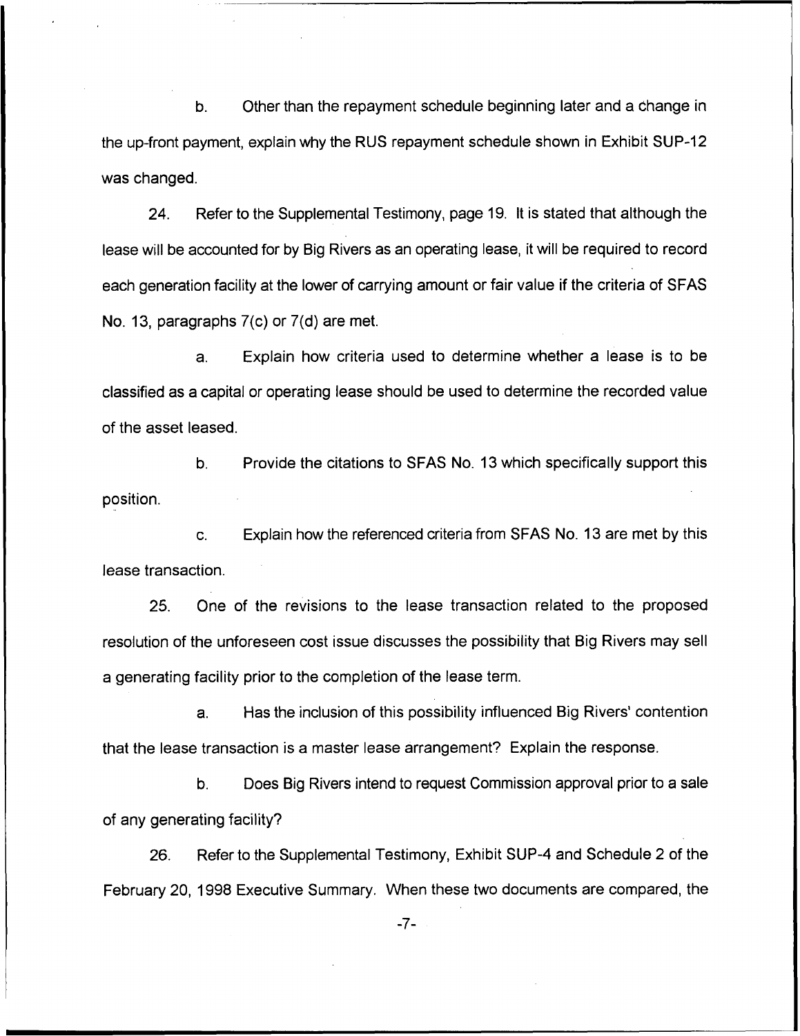b. Other than the repayment schedule beginning later and a change in the up-front payment, explain why the RUS repayment schedule shown in Exhibit SUP-12 was changed.

24. Refer to the Supplemental Testimony, page 19. It is stated that although the lease will be accounted for by Big Rivers as an operating lease, it will be required to record each generation facility at the lower of carrying amount or fair value if the criteria of SFAS No. 13, paragraphs 7(c) or 7(d) are met.

a. Explain how criteria used to determine whether a lease is to be classified as a capital or operating lease should be used to determine the recorded value of the asset leased.

b. Provide the citations to SFAS No. 13 which specifically support this position.

c. Explain how the referenced criteria from SFAS No. 13 are met by this lease transaction.

25. One of the revisions to the lease transaction related to the proposed resolution of the unforeseen cost issue discusses the possibility that Big Rivers may sell a generating facility prior to the completion of the lease term.

a. Has the inclusion of this possibility influenced Big Rivers' contention that the lease transaction is a master lease arrangement? Explain the response.

b. Does Big Rivers intend to request Commission approval prior to a sale of any generating facility?

26. Refer to the Supplemental Testimony, Exhibit SUP-4 and Schedule 2 of the February 20, 1998 Executive Summary. When these two documents are compared, the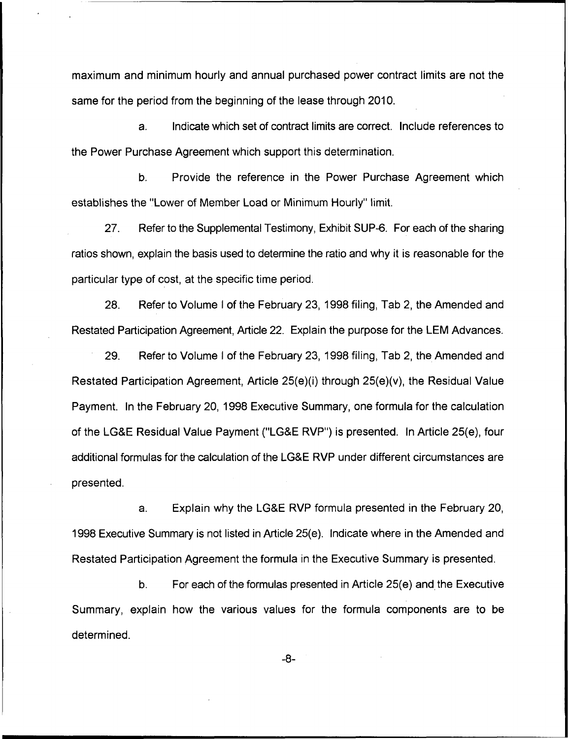maximum and minimum hourly and annual purchased power contract limits are not the same for the period from the beginning of the lease through 2010.

a. Indicate which set of contract limits are correct. Include references to the Power Purchase Agreement which support this determination.

b. Provide the reference in the Power Purchase Agreement which establishes the "Lower of Member Load or Minimum Hourly" limit.

27. Refer to the Supplemental Testimony, Exhibit SUP-6. For each of the sharing ratios shown, explain the basis used to determine the ratio and why it is reasonable for the particular type of cost, at the specific time period.

28. Refer to Volume I of the February 23, 1998 filing, Tab 2, the Amended and Restated Participation Agreement, Article 22. Explain the purpose for the LEM Advances.

29. Refer to Volume I of the February 23, 1998 filing, Tab 2, the Amended and Restated Participation Agreement, Article 25(e)(i) through 25(e)(v), the Residual Value Payment. In the February 20, 1998 Executive Summary, one formula for the calculation of the LG&E Residual Value Payment ("LG&E RVP") is presented. In Article 25(e), four additional formulas for the calculation of the LG&E RVP under different circumstances are presented.

a. Explain why the LG&E RVP formula presented in the February 20, 1998 Executive Summary is not listed in Article 25(e). Indicate where in the Amended and Restated Participation Agreement the formula in the Executive Summary is presented.

b. For each of the formulas presented in Article 25(e) and the Executive Summary, explain how the various values for the formula components are to be determined.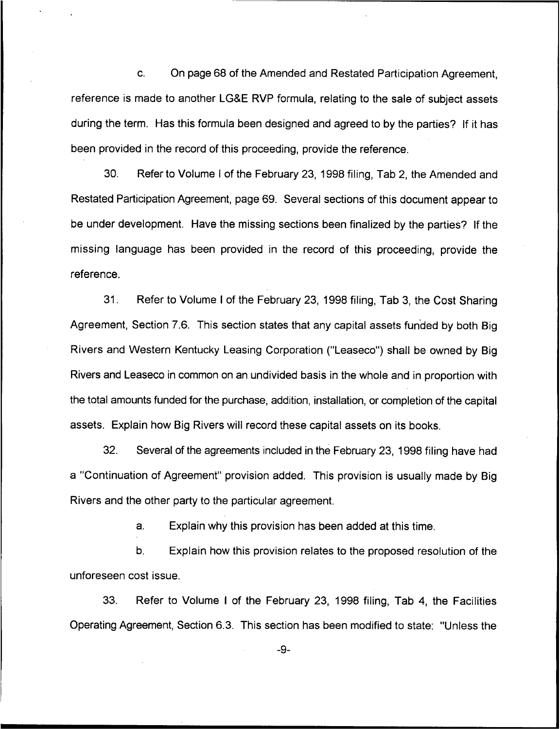c. On page 68 of the Amended and Restated Participation Agreement, reference is made to another LG&E RVP formula, relating to the sale of subject assets during the term. Has this formula been designed and agreed to by the parties? If it has been provided in the record of this proceeding, provide the reference.

30. Refer to Volume I of the February 23, 1998 filing, Tab 2, the Amended and Restated Participation Agreement, page 69. Several sections of this document appear to be under development. Have the missing sections been finalized by the parties? If the missing language has been provided in the record of this proceeding, provide the reference.

31. Refer to Volume I of the February 23, 1998 filing, Tab 3, the Cost Sharing Agreement, Section 7.6. This section states that any capital assets funded by both Big Rivers and Western Kentucky Leasing Corporation ("Leaseco") shall be owned by Big Rivers and Leaseco in common on an undivided basis in the whole and in proportion with the total amounts funded for the purchase, addition, installation, or completion of the capital assets. Explain how Big Rivers will record these capital assets on its books.

32. Several of the agreements included in the February 23, 1998 filing have had a "Continuation of Agreement" provision added. This provision is usually made by Big Rivers and the other party to the particular agreement.

a. Explain why this provision has been added at this time.

b. Explain how this provision relates to the proposed resolution of the unforeseen cost issue.

33. Refer to Volume I of the February 23, 1998 filing, Tab 4, the Facilities Operating Agreement, Section 6.3. This section has been modified to state: "Unless the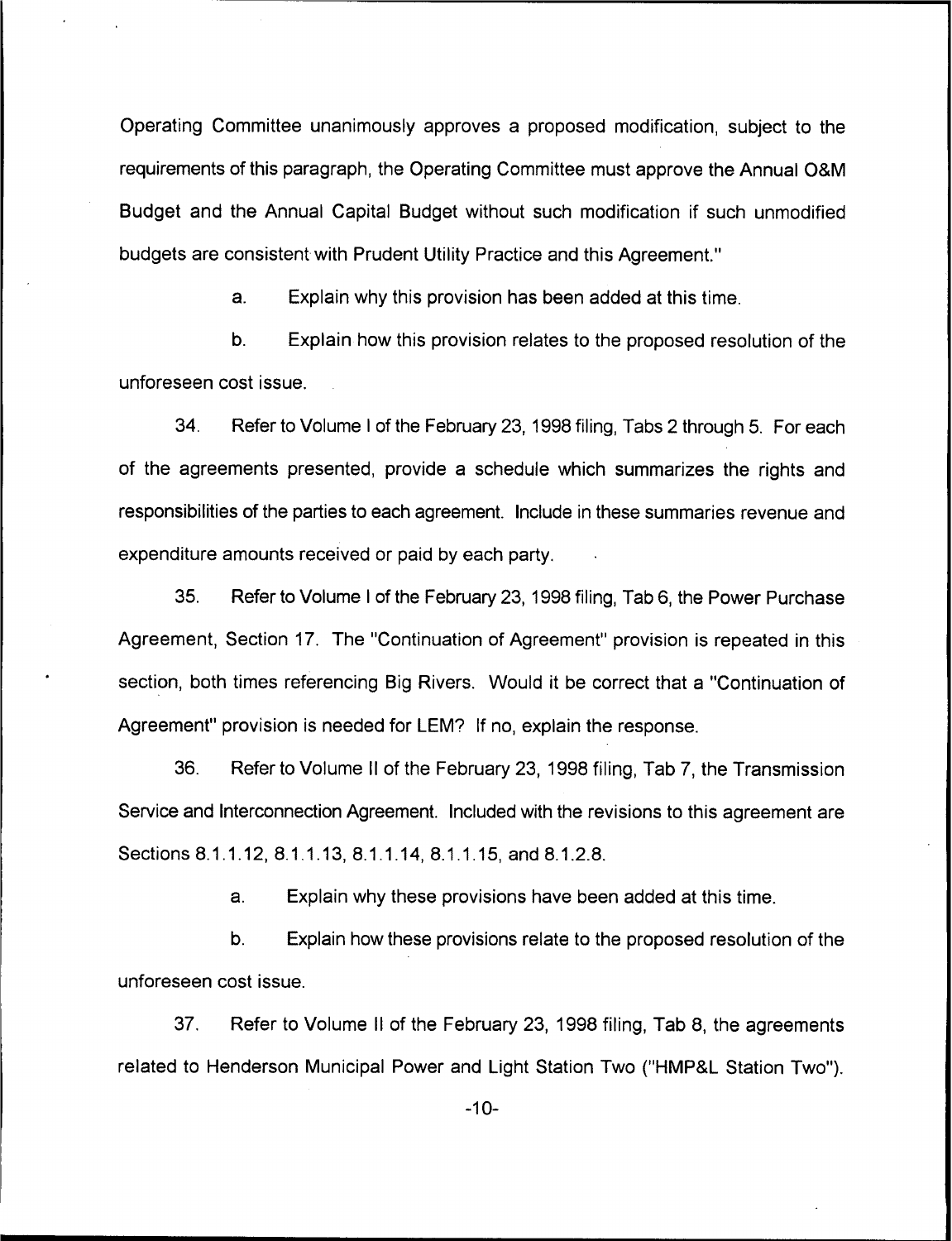Operating Committee unanimously approves a proposed modification, subject to the requirements of this paragraph, the Operating Committee must approve the Annual O&M Budget and the Annual Capital Budget without such modification if such unmodified budgets are consistent with Prudent Utility Practice and this Agreement."

a. Explain why this provision has been added at this time.

b. Explain how this provision relates to the proposed resolution of the unforeseen cost issue.

34. Refer to Volume I of the February 23, 1998 filing, Tabs 2 through 5. For each of the agreements presented, provide a schedule which summarizes the rights and responsibilities of the parties to each agreement. Include in these summaries revenue and expenditure amounts received or paid by each party.

35. Refer to Volume I of the February 23, 1998 filing, Tab 6, the Power Purchase Agreement, Section 17. The "Continuation of Agreement" provision is repeated in this section, both times referencing Big Rivers. Would it be correct that a "Continuation of Agreement" provision is needed for LEM? If no, explain the response.

36. Refer to Volume II of the February 23, 1998 filing, Tab 7, the Transmission Service and Interconnection Agreement. Included with the revisions to this agreement are Sections 8.1.1.12, 8.1.1.13, 8.1.1.14, 8.1.1.15, and 8.1.2.8.

a. Explain why these provisions have been added at this time.

b. Explain how these provisions relate to the proposed resolution of the unforeseen cost issue.

37. Refer to Volume II of the February 23, 1998 filing, Tab 8, the agreements related to Henderson Municipal Power and Light Station Two ("HMP&L Station Two").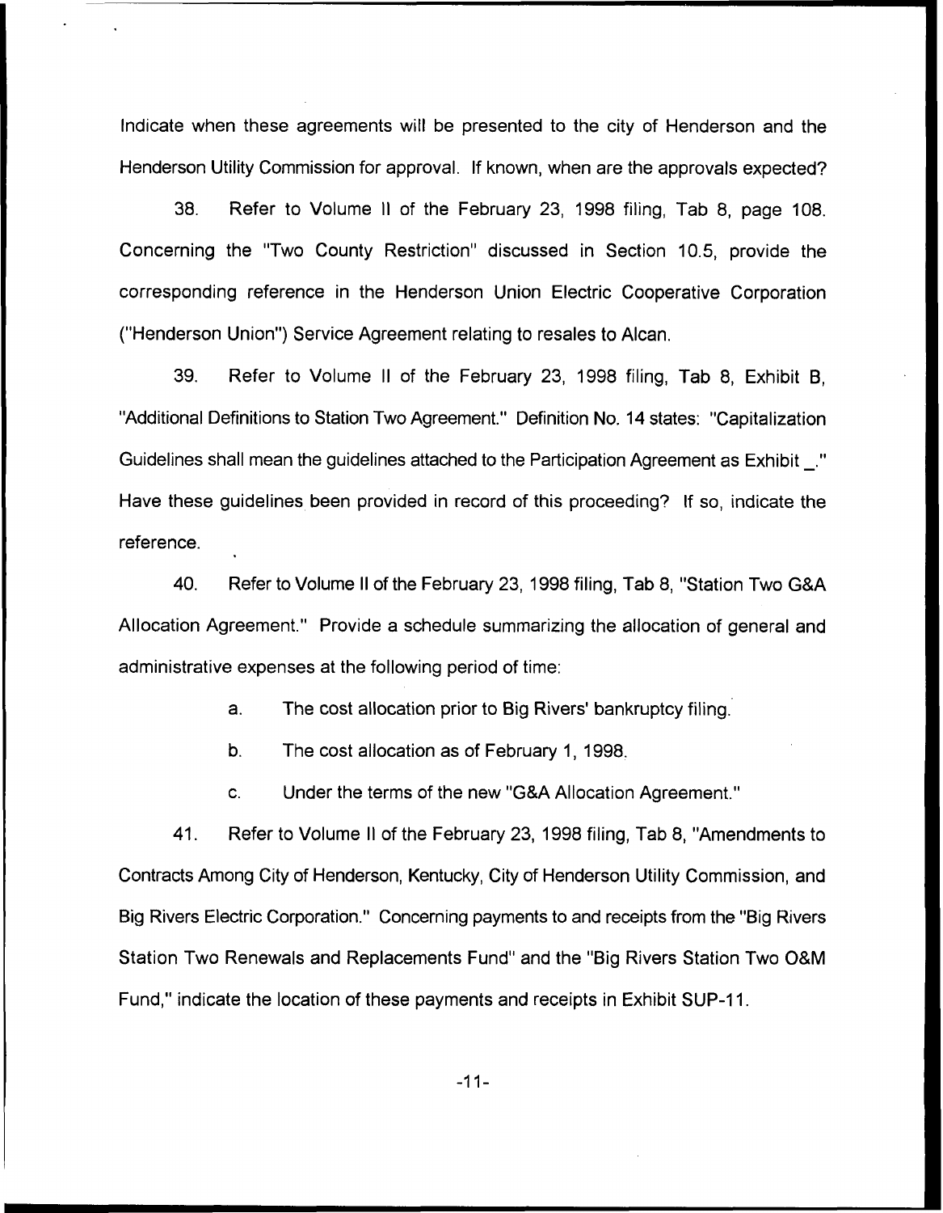Indicate when these agreements will be presented to the city of Henderson and the Henderson Utility Commission for approval. If known, when are the approvals expected?

38. Refer to Volume II of the February 23, 1998 filing, Tab 8, page 108. Concerning the "Two County Restriction" discussed in Section 10.5, provide the corresponding reference in the Henderson Union Electric Cooperative Corporation ("Henderson Union") Service Agreement relating to resales to Alcan.

39. Refer to Volume II of the February 23, 1998 filing, Tab 8, Exhibit B, "Additional Definitions to Station Two Agreement." Definition No. 14 states: "Capitalization Guidelines shall mean the guidelines attached to the Participation Agreement as Exhibit _." Have these guidelines been provided in record of this proceeding? If so, indicate the reference.

40. Refer to Volume II of the February 23, 1998 filing, Tab 8, "Station Two G&A Allocation Agreement." Provide a schedule summarizing the allocation of general and administrative expenses at the following period of time:

a. The cost allocation prior to Big Rivers' bankruptcy filing.

b. The cost allocation as of February 1, 1998.

c. Under the terms of the new "G&A Allocation Agreement."

41. Refer to Volume II of the February 23, 1998 filing, Tab 8, "Amendments to Contracts Among City of Henderson, Kentucky, City of Henderson Utility Commission, and Big Rivers Electric Corporation." Concerning payments to and receipts from the "Big Rivers Station Two Renewals and Replacements Fund" and the "Big Rivers Station Two O&M Fund," indicate the location of these payments and receipts in Exhibit SUP-11.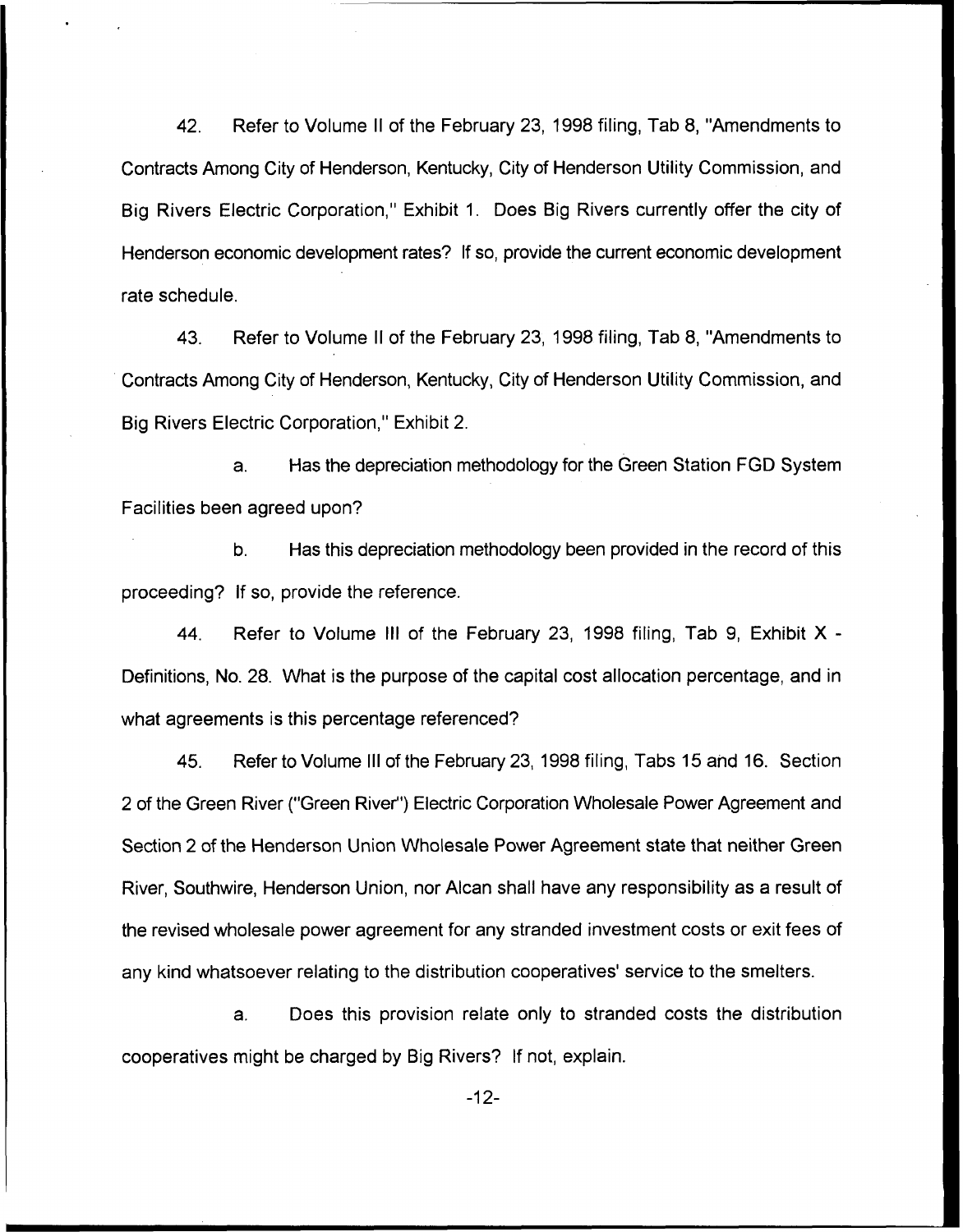42. Refer to Volume II of the February 23, 1998 filing, Tab 8, "Amendments to Contracts Among City of Henderson, Kentucky, City of Henderson Utility Commission, and Big Rivers Electric Corporation," Exhibit 1. Does Big Rivers currently offer the city of Henderson economic development rates? If so, provide the current economic development rate schedule.

43. Refer to Volume II of the February 23, 1998 filing, Tab 8, "Amendments to Contracts Among City of Henderson, Kentucky, City of Henderson Utility Commission, and Big Rivers Electric Corporation," Exhibit 2.

a. Has the depreciation methodology for the Green Station FGD System Facilities been agreed upon?

b. Has this depreciation methodology been provided in the record of this proceeding? If so, provide the reference.

44. Refer to Volume III of the February 23, 1998 filing, Tab 9, Exhibit X - Definitions, No. 28. What is the purpose of the capital cost allocation percentage, and in what agreements is this percentage referenced?

45. Refer to Volume III of the February 23, 1998 filing, Tabs 15 and 16. Section 2 of the Green River ("Green River") Electric Corporation Wholesale Power Agreement and Section 2 of the Henderson Union Wholesale Power Agreement state that neither Green River, Southwire, Henderson Union, nor Alcan shall have any responsibility as a result of the revised wholesale power agreement for any stranded investment costs or exit fees of any kind whatsoever relating to the distribution cooperatives' service to the smelters.

a. Does this provision relate only to stranded costs the distribution cooperatives might be charged by Big Rivers? If not, explain.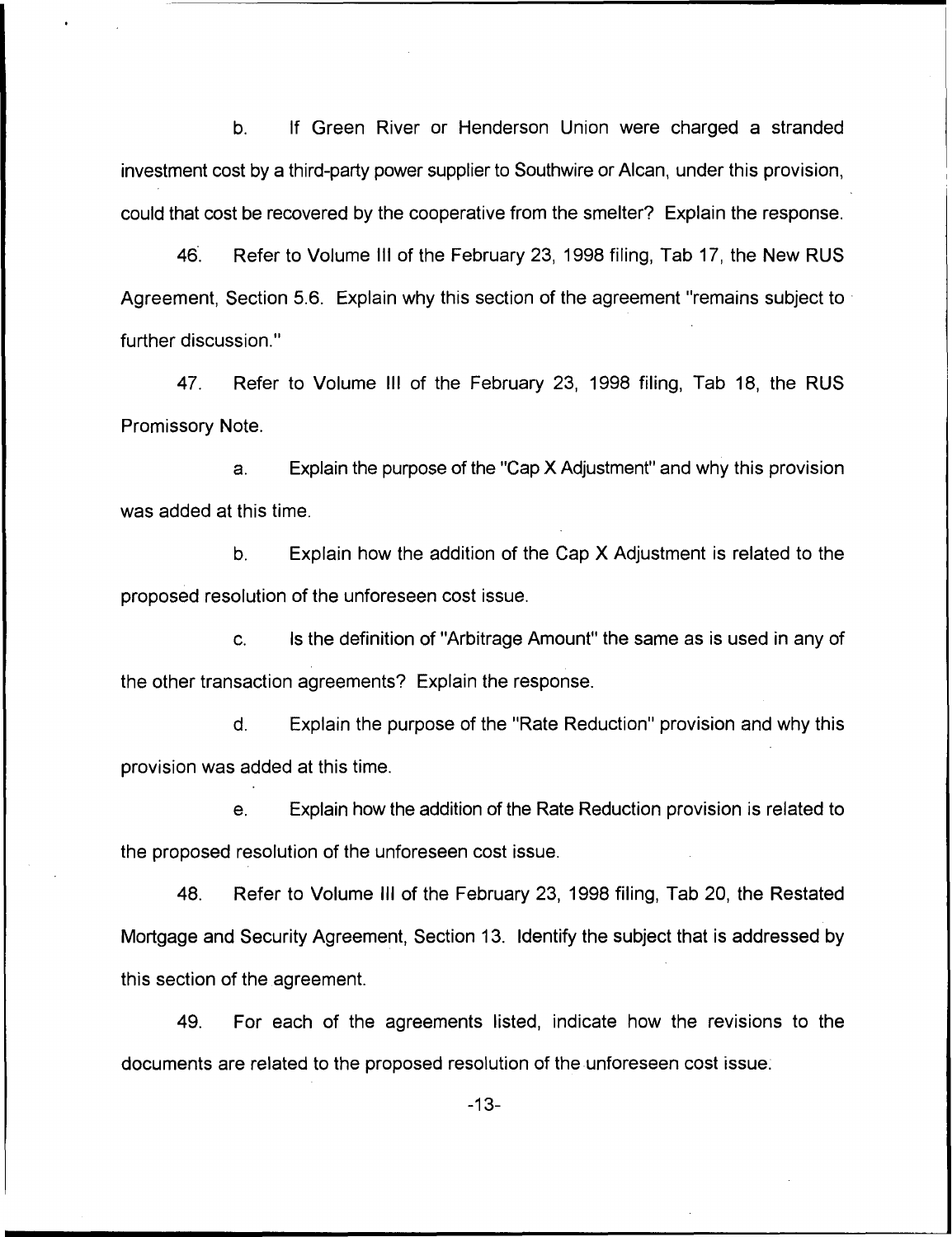b. If Green River or Henderson Union were charged a stranded investment cost by a third-party power supplier to Southwire or Alcan, under this provision, could that cost be recovered by the cooperative from the smelter? Explain the response.

46. Refer to Volume III of the February 23, 1998 filing, Tab 17, the New RUS Agreement, Section 5.6. Explain why this section of the agreement "remains subject to further discussion."

47. Refer to Volume III of the February 23, 1998 filing, Tab 18, the RUS Promissory Note.

a. Explain the purpose of the "Cap X Adjustment" and why this provision was added at this time.

b. Explain how the addition of the Cap X Adjustment is related to the proposed resolution of the unforeseen cost issue.

c. Is the definition of "Arbitrage Amount" the same as is used in any of the other transaction agreements? Explain the response.

d. Explain the purpose of the "Rate Reduction" provision and why this provision was added at this time.

e. Explain how the addition of the Rate Reduction provision is related to the proposed resolution of the unforeseen cost issue.

48. Refer to Volume III of the February 23, 1998 filing, Tab 20, the Restated Mortgage and Security Agreement, Section 13. Identify the subject that is addressed by this section of the agreement.

49. For each of the agreements listed, indicate how the revisions to the documents are related to the proposed resolution of the unforeseen cost issue.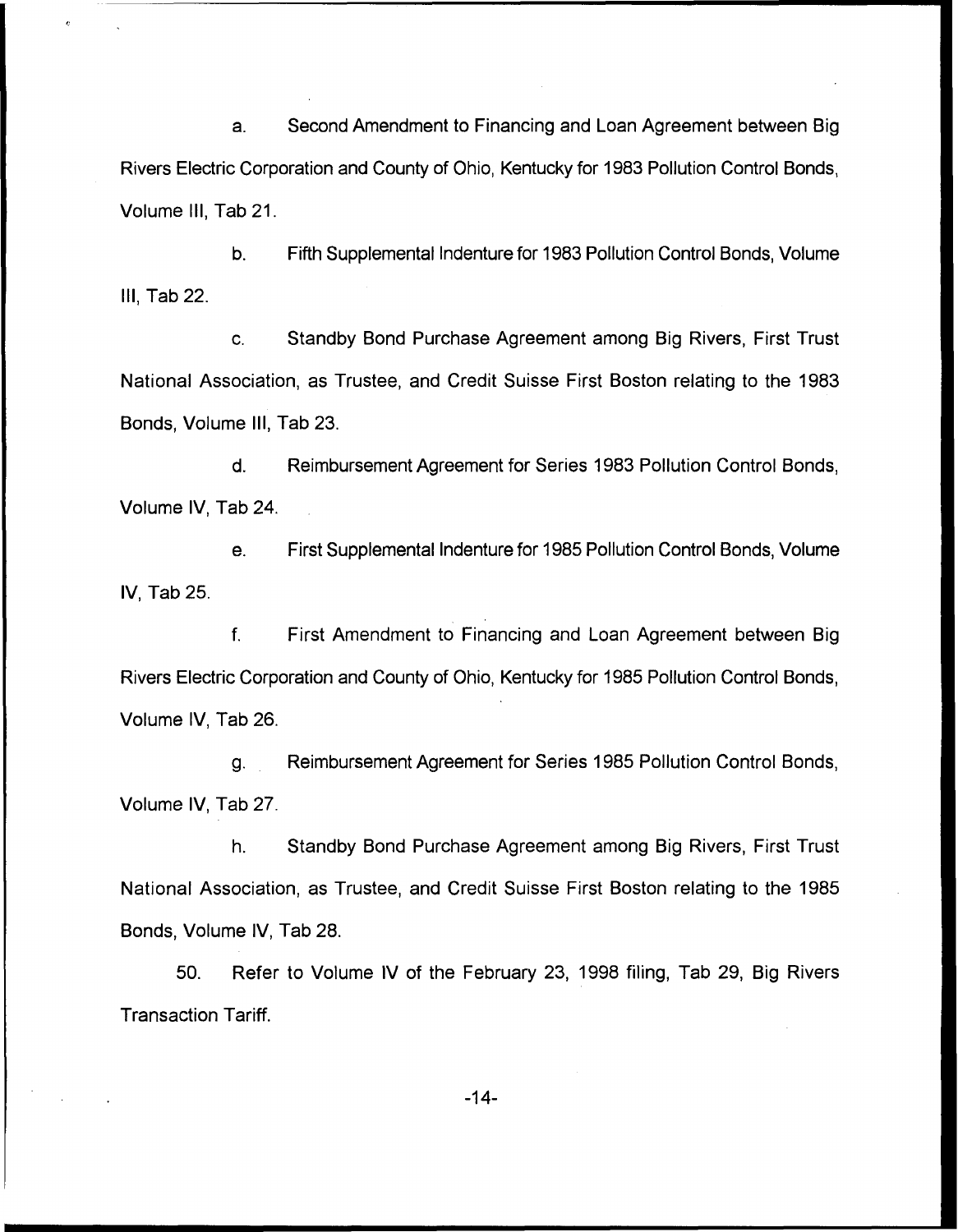a. Second Amendment to Financing and Loan Agreement between Big Rivers Electric Corporation and County of Ohio, Kentucky for 1983 Pollution Control Bonds, Volume III, Tab 21.

b. Fifth Supplemental Indenture for 1983 Pollution Control Bonds, Volume III, Tab 22.

c. Standby Bond Purchase Agreement among Big Rivers, First Trust National Association, as Trustee, and Credit Suisse First Boston relating to the 1983 Bonds, Volume III, Tab 23.

d. Reimbursement Agreement for Series 1983 Pollution Control Bonds, Volume IV, Tab 24.

e. First Supplemental Indenture for 1985 Pollution Control Bonds, Volume IV, Tab 25.

f. First Amendment to Financing and Loan Agreement between Big Rivers Electric Corporation and County of Ohio, Kentucky for 1985 Pollution Control Bonds, Volume IV, Tab 26.

g. Reimbursement Agreement for Series 1985 Pollution Control Bonds, Volume IV, Tab 27.

h. Standby Bond Purchase Agreement among Big Rivers, First Trust National Association, as Trustee, and Credit Suisse First Boston relating to the 1985 Bonds, Volume IV, Tab 28.

50. Refer to Volume IV of the February 23, 1998 filing, Tab 29, Big Rivers Transaction Tariff.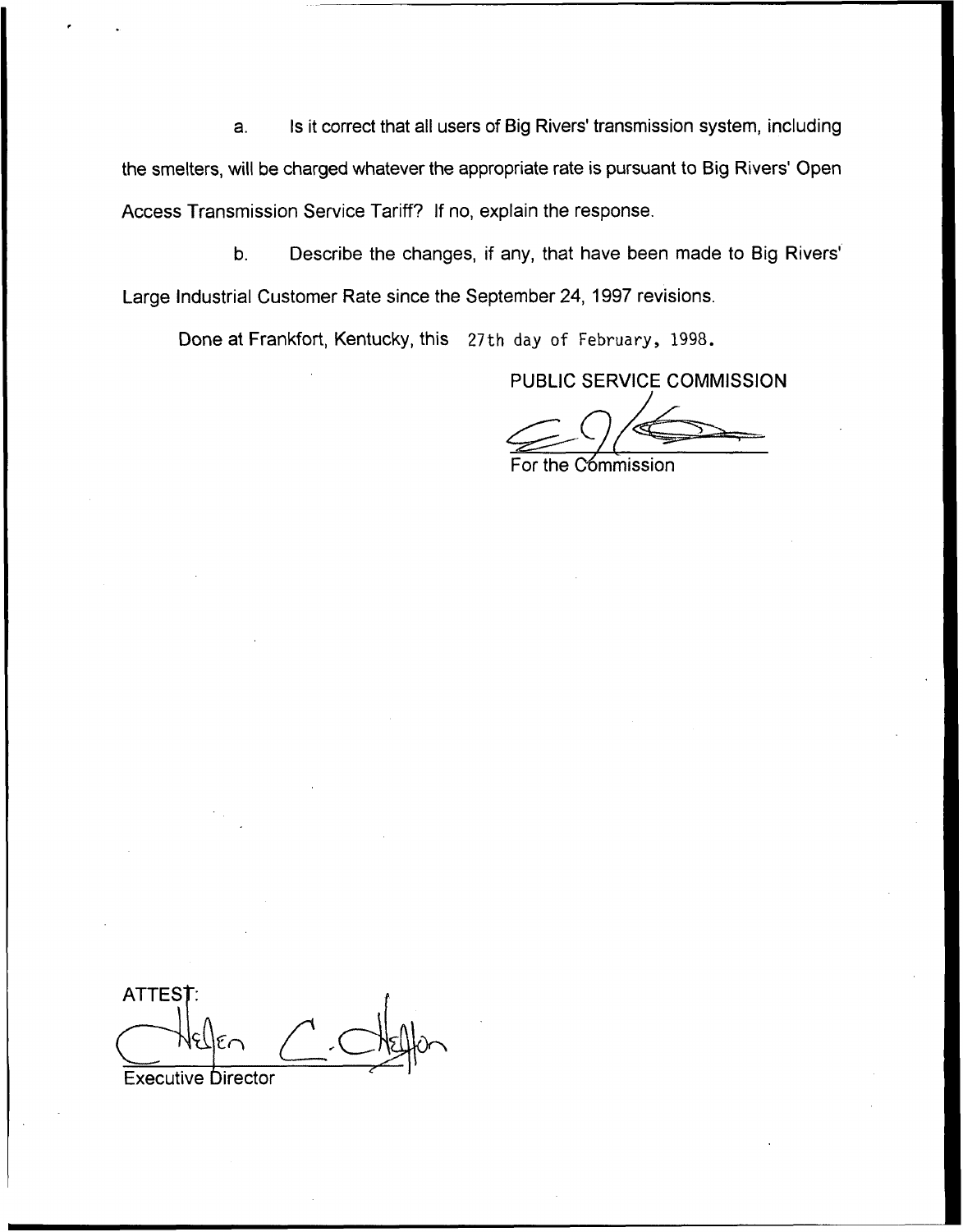a. Is it correct that all users of Big Rivers' transmission system, including the smelters, will be charged whatever the appropriate rate is pursuant to Big Rivers' Open Access Transmission Service Tariff? If no, explain the response.

b. Describe the changes, if any, that have been made to Big Rivers' Large Industrial Customer Rate since the September 24, 1997 revisions.

Done at Frankfort, Kentucky, this 27th day of February, 1998.

PUBLIC SERVICE COMMISSION

For the Commission

ATTEST:

Executive Director